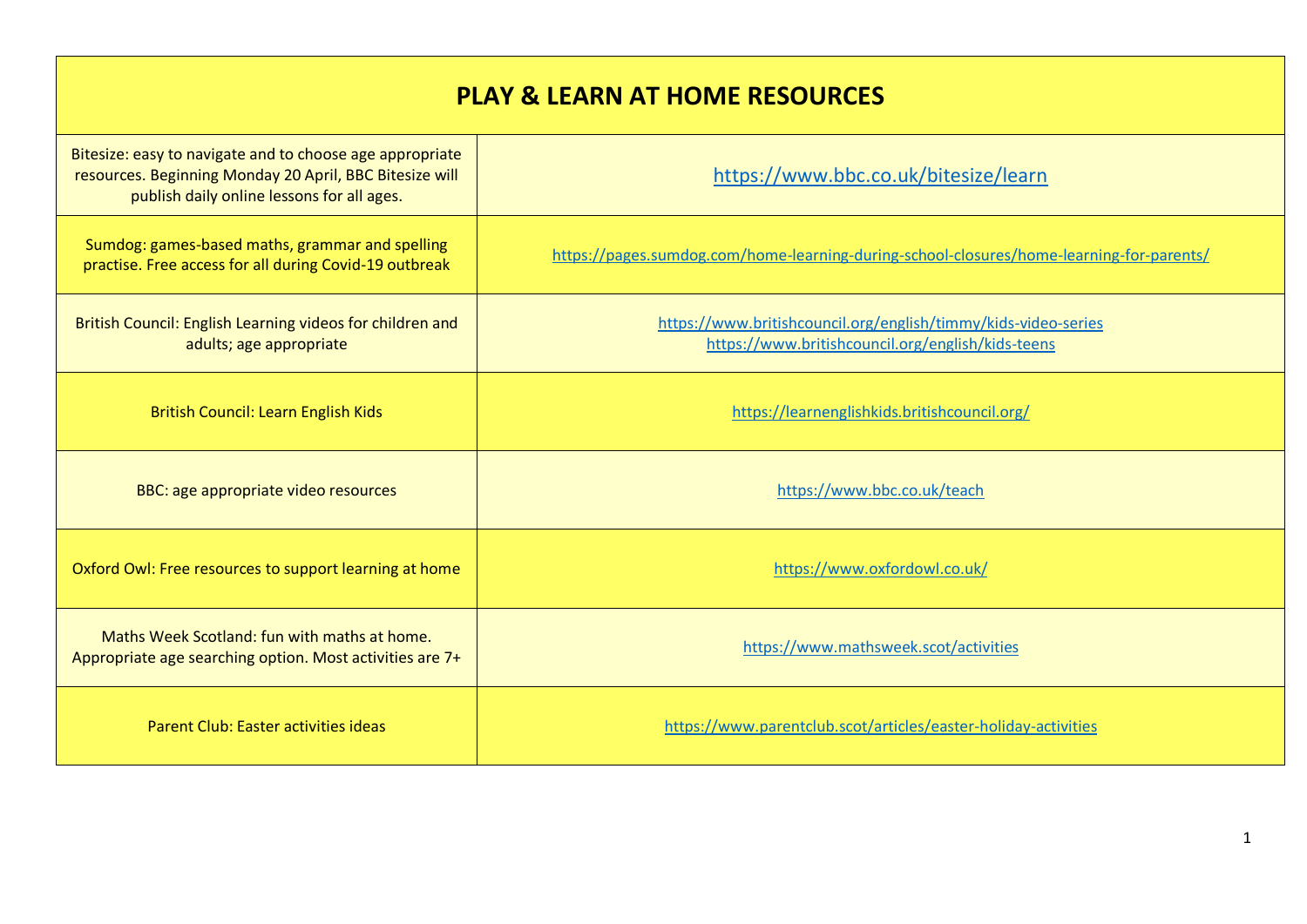| PLAY & LEARN AT HOME RESOURCES | |
|---|---|
| Bitesize: easy to navigate and to choose age appropriate resources. Beginning Monday 20 April, BBC Bitesize will publish daily online lessons for all ages. | https://www.bbc.co.uk/bitesize/learn |
| Sumdog: games-based maths, grammar and spelling practise. Free access for all during Covid-19 outbreak | https://pages.sumdog.com/home-learning-during-school-closures/home-learning-for-parents/ |
| British Council: English Learning videos for children and adults; age appropriate | https://www.britishcouncil.org/english/timmy/kids-video-series<br>https://www.britishcouncil.org/english/kids-teens |
| British Council: Learn English Kids | https://learnenglishkids.britishcouncil.org/ |
| BBC: age appropriate video resources | https://www.bbc.co.uk/teach |
| Oxford Owl: Free resources to support learning at home | https://www.oxfordowl.co.uk/ |
| Maths Week Scotland: fun with maths at home. Appropriate age searching option. Most activities are 7+ | https://www.mathsweek.scot/activities |
| Parent Club: Easter activities ideas | https://www.parentclub.scot/articles/easter-holiday-activities |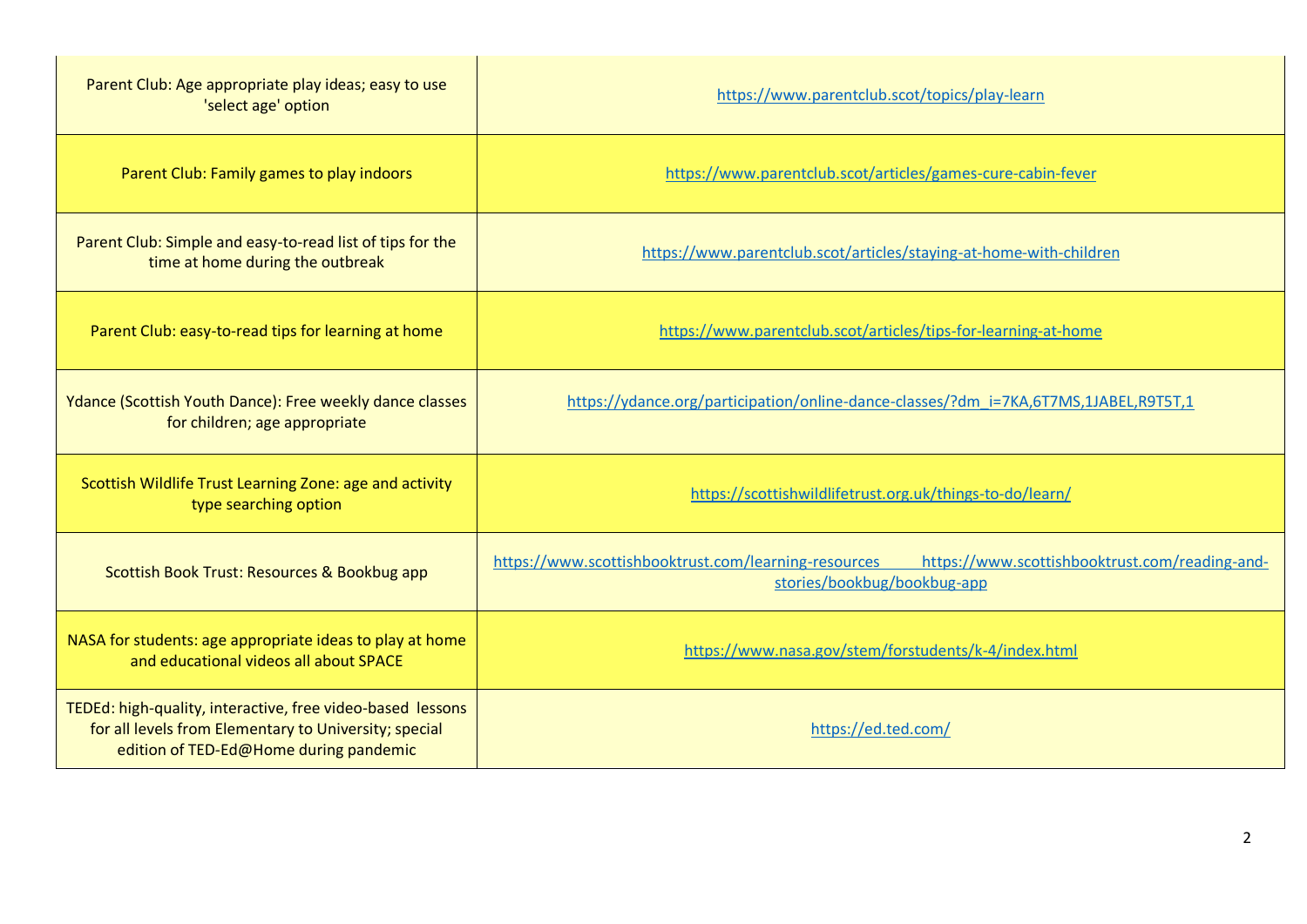| | |
|---|---|
| Parent Club: Age appropriate play ideas; easy to use 'select age' option | https://www.parentclub.scot/topics/play-learn |
| Parent Club: Family games to play indoors | https://www.parentclub.scot/articles/games-cure-cabin-fever |
| Parent Club: Simple and easy-to-read list of tips for the time at home during the outbreak | https://www.parentclub.scot/articles/staying-at-home-with-children |
| Parent Club: easy-to-read tips for learning at home | https://www.parentclub.scot/articles/tips-for-learning-at-home |
| Ydance (Scottish Youth Dance): Free weekly dance classes for children; age appropriate | https://ydance.org/participation/online-dance-classes/?dm_i=7KA,6T7MS,1JABEL,R9T5T,1 |
| Scottish Wildlife Trust Learning Zone: age and activity type searching option | https://scottishwildlifetrust.org.uk/things-to-do/learn/ |
| Scottish Book Trust: Resources & Bookbug app | https://www.scottishbooktrust.com/learning-resources https://www.scottishbooktrust.com/reading-and-stories/bookbug/bookbug-app |
| NASA for students: age appropriate ideas to play at home and educational videos all about SPACE | https://www.nasa.gov/stem/forstudents/k-4/index.html |
| TEDEd: high-quality, interactive, free video-based lessons for all levels from Elementary to University; special edition of TED-Ed@Home during pandemic | https://ed.ted.com/ |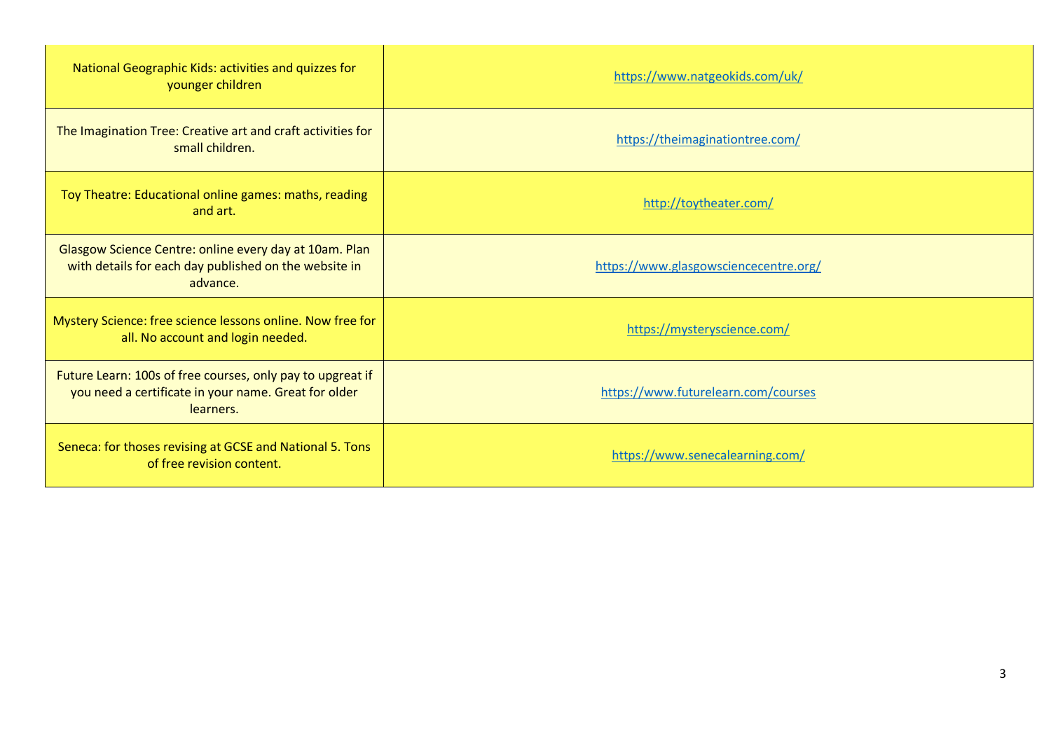| | |
|---|---|
| National Geographic Kids: activities and quizzes for younger children | https://www.natgeokids.com/uk/ |
| The Imagination Tree: Creative art and craft activities for small children. | https://theimaginationtree.com/ |
| Toy Theatre: Educational online games: maths, reading and art. | http://toytheater.com/ |
| Glasgow Science Centre: online every day at 10am. Plan with details for each day published on the website in advance. | https://www.glasgowsciencecentre.org/ |
| Mystery Science: free science lessons online. Now free for all. No account and login needed. | https://mysteryscience.com/ |
| Future Learn: 100s of free courses, only pay to upgreat if you need a certificate in your name. Great for older learners. | https://www.futurelearn.com/courses |
| Seneca: for thoses revising at GCSE and National 5. Tons of free revision content. | https://www.senecalearning.com/ |